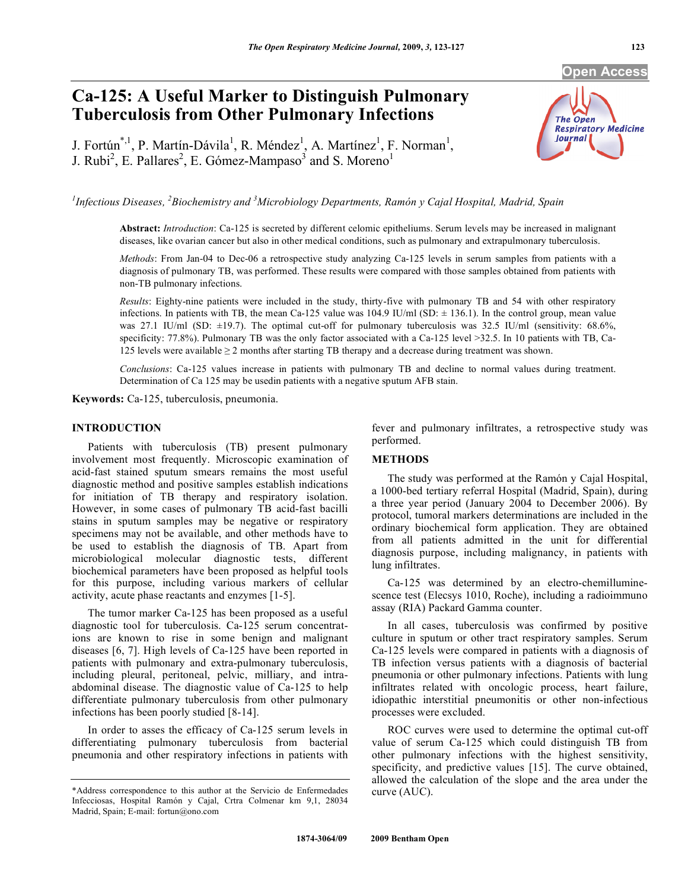# Ca-125: A Useful Marker to Distinguish Pulmonary Tuberculosis from Other Pulmonary Infections

J. Fortún[*,1], P. Martín-Dávila[1], R. Méndez[1], A. Martínez[1], F. Norman[1], J. Rubi[2], E. Pallares[2], E. Gómez-Mampaso[3] and S. Moreno[1]

*[1]Infectious Diseases, [2]Biochemistry and [3]Microbiology Departments, Ramón y Cajal Hospital, Madrid, Spain*

**Abstract:** *Introduction*: Ca-125 is secreted by different celomic epitheliums. Serum levels may be increased in malignant diseases, like ovarian cancer but also in other medical conditions, such as pulmonary and extrapulmonary tuberculosis.

*Methods*: From Jan-04 to Dec-06 a retrospective study analyzing Ca-125 levels in serum samples from patients with a diagnosis of pulmonary TB, was performed. These results were compared with those samples obtained from patients with non-TB pulmonary infections.

*Results*: Eighty-nine patients were included in the study, thirty-five with pulmonary TB and 54 with other respiratory infections. In patients with TB, the mean Ca-125 value was 104.9 IU/ml (SD: ± 136.1). In the control group, mean value was 27.1 IU/ml (SD: ±19.7). The optimal cut-off for pulmonary tuberculosis was 32.5 IU/ml (sensitivity: 68.6%, specificity: 77.8%). Pulmonary TB was the only factor associated with a Ca-125 level >32.5. In 10 patients with TB, Ca-125 levels were available ≥ 2 months after starting TB therapy and a decrease during treatment was shown.

*Conclusions*: Ca-125 values increase in patients with pulmonary TB and decline to normal values during treatment. Determination of Ca 125 may be usedin patients with a negative sputum AFB stain.

**Keywords:** Ca-125, tuberculosis, pneumonia.

## INTRODUCTION

Patients with tuberculosis (TB) present pulmonary involvement most frequently. Microscopic examination of acid-fast stained sputum smears remains the most useful diagnostic method and positive samples establish indications for initiation of TB therapy and respiratory isolation. However, in some cases of pulmonary TB acid-fast bacilli stains in sputum samples may be negative or respiratory specimens may not be available, and other methods have to be used to establish the diagnosis of TB. Apart from microbiological molecular diagnostic tests, different biochemical parameters have been proposed as helpful tools for this purpose, including various markers of cellular activity, acute phase reactants and enzymes [1-5].

The tumor marker Ca-125 has been proposed as a useful diagnostic tool for tuberculosis. Ca-125 serum concentrations are known to rise in some benign and malignant diseases [6, 7]. High levels of Ca-125 have been reported in patients with pulmonary and extra-pulmonary tuberculosis, including pleural, peritoneal, pelvic, milliary, and intra-abdominal disease. The diagnostic value of Ca-125 to help differentiate pulmonary tuberculosis from other pulmonary infections has been poorly studied [8-14].

In order to asses the efficacy of Ca-125 serum levels in differentiating pulmonary tuberculosis from bacterial pneumonia and other respiratory infections in patients with fever and pulmonary infiltrates, a retrospective study was performed.

## METHODS

The study was performed at the Ramón y Cajal Hospital, a 1000-bed tertiary referral Hospital (Madrid, Spain), during a three year period (January 2004 to December 2006). By protocol, tumoral markers determinations are included in the ordinary biochemical form application. They are obtained from all patients admitted in the unit for differential diagnosis purpose, including malignancy, in patients with lung infiltrates.

Ca-125 was determined by an electro-chemilluminescence test (Elecsys 1010, Roche), including a radioimmuno assay (RIA) Packard Gamma counter.

In all cases, tuberculosis was confirmed by positive culture in sputum or other tract respiratory samples. Serum Ca-125 levels were compared in patients with a diagnosis of TB infection versus patients with a diagnosis of bacterial pneumonia or other pulmonary infections. Patients with lung infiltrates related with oncologic process, heart failure, idiopathic interstitial pneumonitis or other non-infectious processes were excluded.

ROC curves were used to determine the optimal cut-off value of serum Ca-125 which could distinguish TB from other pulmonary infections with the highest sensitivity, specificity, and predictive values [15]. The curve obtained, allowed the calculation of the slope and the area under the curve (AUC).

*Address correspondence to this author at the Servicio de Enfermedades Infecciosas, Hospital Ramón y Cajal, Crtra Colmenar km 9,1, 28034 Madrid, Spain; E-mail: fortun@ono.com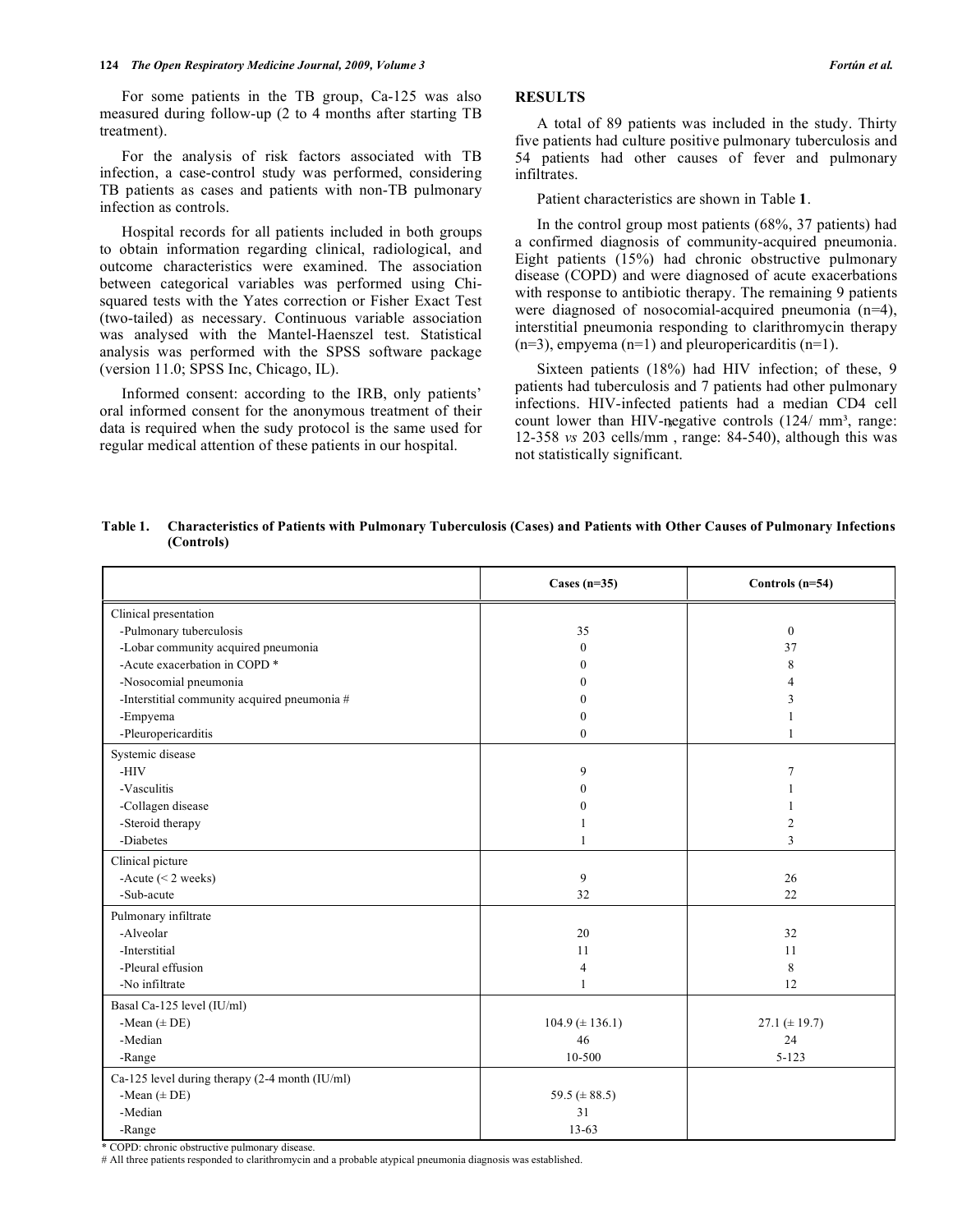For some patients in the TB group, Ca-125 was also measured during follow-up (2 to 4 months after starting TB treatment).

For the analysis of risk factors associated with TB infection, a case-control study was performed, considering TB patients as cases and patients with non-TB pulmonary infection as controls.

Hospital records for all patients included in both groups to obtain information regarding clinical, radiological, and outcome characteristics were examined. The association between categorical variables was performed using Chi-squared tests with the Yates correction or Fisher Exact Test (two-tailed) as necessary. Continuous variable association was analysed with the Mantel-Haenszel test. Statistical analysis was performed with the SPSS software package (version 11.0; SPSS Inc, Chicago, IL).

Informed consent: according to the IRB, only patients' oral informed consent for the anonymous treatment of their data is required when the sudy protocol is the same used for regular medical attention of these patients in our hospital.

## RESULTS

A total of 89 patients was included in the study. Thirty five patients had culture positive pulmonary tuberculosis and 54 patients had other causes of fever and pulmonary infiltrates.

Patient characteristics are shown in Table **1**.

In the control group most patients (68%, 37 patients) had a confirmed diagnosis of community-acquired pneumonia. Eight patients (15%) had chronic obstructive pulmonary disease (COPD) and were diagnosed of acute exacerbations with response to antibiotic therapy. The remaining 9 patients were diagnosed of nosocomial-acquired pneumonia (n=4), interstitial pneumonia responding to clarithromycin therapy (n=3), empyema (n=1) and pleuropericarditis (n=1).

Sixteen patients (18%) had HIV infection; of these, 9 patients had tuberculosis and 7 patients had other pulmonary infections. HIV-infected patients had a median CD4 cell count lower than HIV-negative controls (124/ mm³, range: 12-358 *vs* 203 cells/mm , range: 84-540), although this was not statistically significant.

**Table 1. Characteristics of Patients with Pulmonary Tuberculosis (Cases) and Patients with Other Causes of Pulmonary Infections (Controls)**

| | Cases (n=35) | Controls (n=54) |
|---|---|---|
| Clinical presentation | | |
| -Pulmonary tuberculosis | 35 | 0 |
| -Lobar community acquired pneumonia | 0 | 37 |
| -Acute exacerbation in COPD * | 0 | 8 |
| -Nosocomial pneumonia | 0 | 4 |
| -Interstitial community acquired pneumonia # | 0 | 3 |
| -Empyema | 0 | 1 |
| -Pleuropericarditis | 0 | 1 |
| Systemic disease | | |
| -HIV | 9 | 7 |
| -Vasculitis | 0 | 1 |
| -Collagen disease | 0 | 1 |
| -Steroid therapy | 1 | 2 |
| -Diabetes | 1 | 3 |
| Clinical picture | | |
| -Acute (< 2 weeks) | 9 | 26 |
| -Sub-acute | 32 | 22 |
| Pulmonary infiltrate | | |
| -Alveolar | 20 | 32 |
| -Interstitial | 11 | 11 |
| -Pleural effusion | 4 | 8 |
| -No infiltrate | 1 | 12 |
| Basal Ca-125 level (IU/ml) | | |
| -Mean (± DE) | 104.9 (± 136.1) | 27.1 (± 19.7) |
| -Median | 46 | 24 |
| -Range | 10-500 | 5-123 |
| Ca-125 level during therapy (2-4 month (IU/ml) | | |
| -Mean (± DE) | 59.5 (± 88.5) | |
| -Median | 31 | |
| -Range | 13-63 | |

\* COPD: chronic obstructive pulmonary disease.
# All three patients responded to clarithromycin and a probable atypical pneumonia diagnosis was established.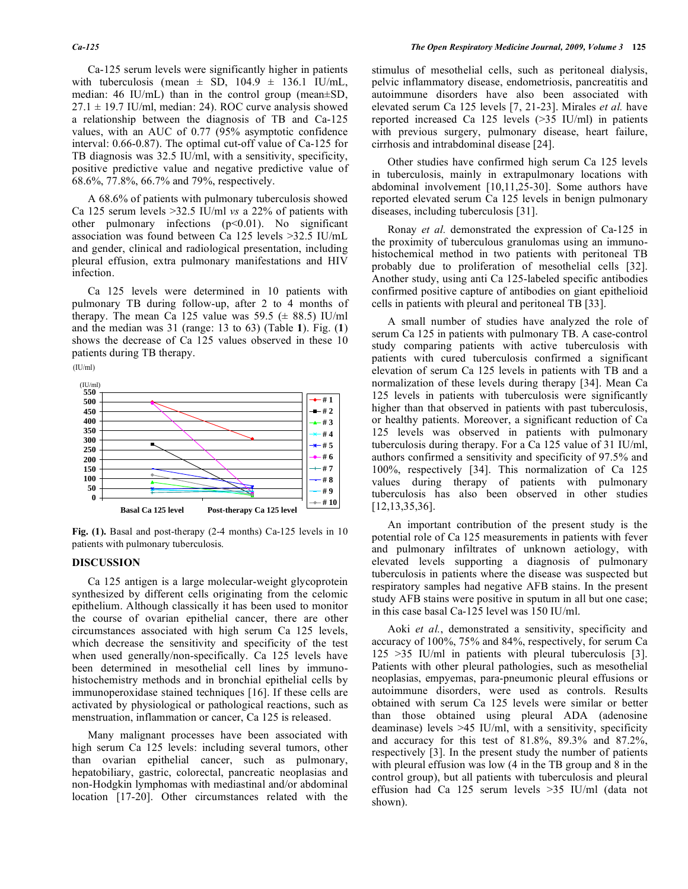Ca-125 serum levels were significantly higher in patients with tuberculosis (mean ± SD, 104.9 ± 136.1 IU/mL, median: 46 IU/mL) than in the control group (mean±SD, 27.1 ± 19.7 IU/ml, median: 24). ROC curve analysis showed a relationship between the diagnosis of TB and Ca-125 values, with an AUC of 0.77 (95% asymptotic confidence interval: 0.66-0.87). The optimal cut-off value of Ca-125 for TB diagnosis was 32.5 IU/ml, with a sensitivity, specificity, positive predictive value and negative predictive value of 68.6%, 77.8%, 66.7% and 79%, respectively.

A 68.6% of patients with pulmonary tuberculosis showed Ca 125 serum levels >32.5 IU/ml *vs* a 22% of patients with other pulmonary infections ($p<0.01$). No significant association was found between Ca 125 levels >32.5 IU/mL and gender, clinical and radiological presentation, including pleural effusion, extra pulmonary manifestations and HIV infection.

Ca 125 levels were determined in 10 patients with pulmonary TB during follow-up, after 2 to 4 months of therapy. The mean Ca 125 value was 59.5 (± 88.5) IU/ml and the median was 31 (range: 13 to 63) (Table **1**). Fig. (**1**) shows the decrease of Ca 125 values observed in these 10 patients during TB therapy.

**Fig. (1).** Basal and post-therapy (2-4 months) Ca-125 levels in 10 patients with pulmonary tuberculosis.

## DISCUSSION

Ca 125 antigen is a large molecular-weight glycoprotein synthesized by different cells originating from the celomic epithelium. Although classically it has been used to monitor the course of ovarian epithelial cancer, there are other circumstances associated with high serum Ca 125 levels, which decrease the sensitivity and specificity of the test when used generally/non-specifically. Ca 125 levels have been determined in mesothelial cell lines by immuno-histochemistry methods and in bronchial epithelial cells by immunoperoxidase stained techniques [16]. If these cells are activated by physiological or pathological reactions, such as menstruation, inflammation or cancer, Ca 125 is released.

Many malignant processes have been associated with high serum Ca 125 levels: including several tumors, other than ovarian epithelial cancer, such as pulmonary, hepatobiliary, gastric, colorectal, pancreatic neoplasias and non-Hodgkin lymphomas with mediastinal and/or abdominal location [17-20]. Other circumstances related with the stimulus of mesothelial cells, such as peritoneal dialysis, pelvic inflammatory disease, endometriosis, pancreatitis and autoimmune disorders have also been associated with elevated serum Ca 125 levels [7, 21-23]. Mirales *et al.* have reported increased Ca 125 levels (>35 IU/ml) in patients with previous surgery, pulmonary disease, heart failure, cirrhosis and intrabdominal disease [24].

Other studies have confirmed high serum Ca 125 levels in tuberculosis, mainly in extrapulmonary locations with abdominal involvement [10,11,25-30]. Some authors have reported elevated serum Ca 125 levels in benign pulmonary diseases, including tuberculosis [31].

Ronay *et al.* demonstrated the expression of Ca-125 in the proximity of tuberculous granulomas using an immuno-histochemical method in two patients with peritoneal TB probably due to proliferation of mesothelial cells [32]. Another study, using anti Ca 125-labeled specific antibodies confirmed positive capture of antibodies on giant epithelioid cells in patients with pleural and peritoneal TB [33].

A small number of studies have analyzed the role of serum Ca 125 in patients with pulmonary TB. A case-control study comparing patients with active tuberculosis with patients with cured tuberculosis confirmed a significant elevation of serum Ca 125 levels in patients with TB and a normalization of these levels during therapy [34]. Mean Ca 125 levels in patients with tuberculosis were significantly higher than that observed in patients with past tuberculosis, or healthy patients. Moreover, a significant reduction of Ca 125 levels was observed in patients with pulmonary tuberculosis during therapy. For a Ca 125 value of 31 IU/ml, authors confirmed a sensitivity and specificity of 97.5% and 100%, respectively [34]. This normalization of Ca 125 values during therapy of patients with pulmonary tuberculosis has also been observed in other studies [12,13,35,36].

An important contribution of the present study is the potential role of Ca 125 measurements in patients with fever and pulmonary infiltrates of unknown aetiology, with elevated levels supporting a diagnosis of pulmonary tuberculosis in patients where the disease was suspected but respiratory samples had negative AFB stains. In the present study AFB stains were positive in sputum in all but one case; in this case basal Ca-125 level was 150 IU/ml.

Aoki *et al.*, demonstrated a sensitivity, specificity and accuracy of 100%, 75% and 84%, respectively, for serum Ca 125 >35 IU/ml in patients with pleural tuberculosis [3]. Patients with other pleural pathologies, such as mesothelial neoplasias, empyemas, para-pneumonic pleural effusions or autoimmune disorders, were used as controls. Results obtained with serum Ca 125 levels were similar or better than those obtained using pleural ADA (adenosine deaminase) levels >45 IU/ml, with a sensitivity, specificity and accuracy for this test of 81.8%, 89.3% and 87.2%, respectively [3]. In the present study the number of patients with pleural effusion was low (4 in the TB group and 8 in the control group), but all patients with tuberculosis and pleural effusion had Ca 125 serum levels >35 IU/ml (data not shown).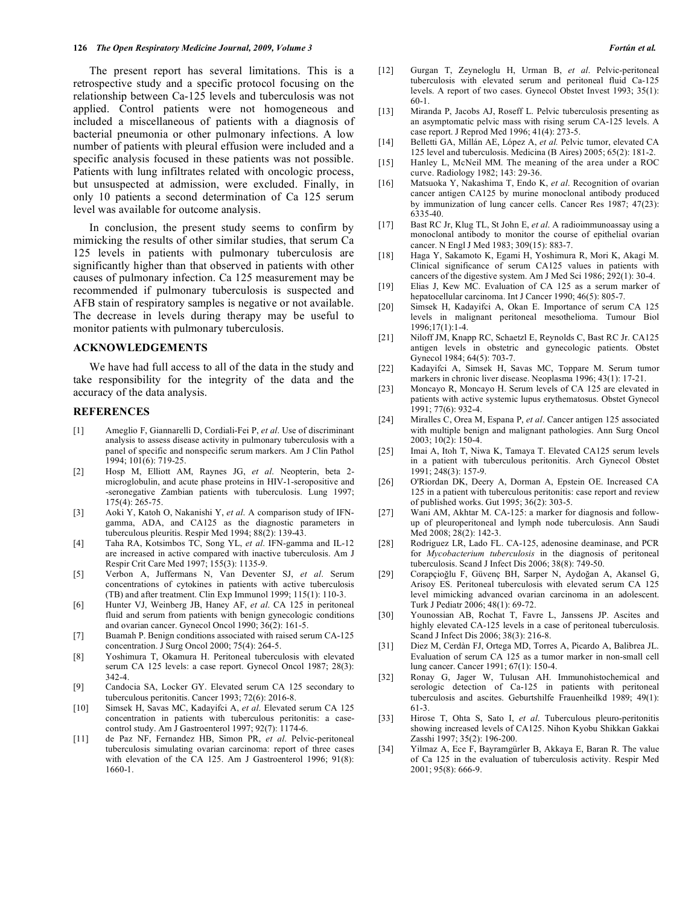The present report has several limitations. This is a retrospective study and a specific protocol focusing on the relationship between Ca-125 levels and tuberculosis was not applied. Control patients were not homogeneous and included a miscellaneous of patients with a diagnosis of bacterial pneumonia or other pulmonary infections. A low number of patients with pleural effusion were included and a specific analysis focused in these patients was not possible. Patients with lung infiltrates related with oncologic process, but unsuspected at admission, were excluded. Finally, in only 10 patients a second determination of Ca 125 serum level was available for outcome analysis.

In conclusion, the present study seems to confirm by mimicking the results of other similar studies, that serum Ca 125 levels in patients with pulmonary tuberculosis are significantly higher than that observed in patients with other causes of pulmonary infection. Ca 125 measurement may be recommended if pulmonary tuberculosis is suspected and AFB stain of respiratory samples is negative or not available. The decrease in levels during therapy may be useful to monitor patients with pulmonary tuberculosis.

## ACKNOWLEDGEMENTS

We have had full access to all of the data in the study and take responsibility for the integrity of the data and the accuracy of the data analysis.

## REFERENCES

[1] Ameglio F, Giannarelli D, Cordiali-Fei P, *et al*. Use of discriminant analysis to assess disease activity in pulmonary tuberculosis with a panel of specific and nonspecific serum markers. Am J Clin Pathol 1994; 101(6): 719-25.

[2] Hosp M, Elliott AM, Raynes JG, *et al*. Neopterin, beta 2-microglobulin, and acute phase proteins in HIV-1-seropositive and -seronegative Zambian patients with tuberculosis. Lung 1997; 175(4): 265-75.

[3] Aoki Y, Katoh O, Nakanishi Y, *et al*. A comparison study of IFN-gamma, ADA, and CA125 as the diagnostic parameters in tuberculous pleuritis. Respir Med 1994; 88(2): 139-43.

[4] Taha RA, Kotsimbos TC, Song YL, *et al*. IFN-gamma and IL-12 are increased in active compared with inactive tuberculosis. Am J Respir Crit Care Med 1997; 155(3): 1135-9.

[5] Verbon A, Juffermans N, Van Deventer SJ, *et al*. Serum concentrations of cytokines in patients with active tuberculosis (TB) and after treatment. Clin Exp Immunol 1999; 115(1): 110-3.

[6] Hunter VJ, Weinberg JB, Haney AF, *et al*. CA 125 in peritoneal fluid and serum from patients with benign gynecologic conditions and ovarian cancer. Gynecol Oncol 1990; 36(2): 161-5.

[7] Buamah P. Benign conditions associated with raised serum CA-125 concentration. J Surg Oncol 2000; 75(4): 264-5.

[8] Yoshimura T, Okamura H. Peritoneal tuberculosis with elevated serum CA 125 levels: a case report. Gynecol Oncol 1987; 28(3): 342-4.

[9] Candocia SA, Locker GY. Elevated serum CA 125 secondary to tuberculous peritonitis. Cancer 1993; 72(6): 2016-8.

[10] Simsek H, Savas MC, Kadayifci A, *et al*. Elevated serum CA 125 concentration in patients with tuberculous peritonitis: a case-control study. Am J Gastroenterol 1997; 92(7): 1174-6.

[11] de Paz NF, Fernandez HB, Simon PR, *et al*. Pelvic-peritoneal tuberculosis simulating ovarian carcinoma: report of three cases with elevation of the CA 125. Am J Gastroenterol 1996; 91(8): 1660-1.

[12] Gurgan T, Zeyneloglu H, Urman B, *et al*. Pelvic-peritoneal tuberculosis with elevated serum and peritoneal fluid Ca-125 levels. A report of two cases. Gynecol Obstet Invest 1993; 35(1): 60-1.

[13] Miranda P, Jacobs AJ, Roseff L. Pelvic tuberculosis presenting as an asymptomatic pelvic mass with rising serum CA-125 levels. A case report. J Reprod Med 1996; 41(4): 273-5.

[14] Belletti GA, Millán AE, López A, *et al.* Pelvic tumor, elevated CA 125 level and tuberculosis. Medicina (B Aires) 2005; 65(2): 181-2.

[15] Hanley L, McNeil MM. The meaning of the area under a ROC curve. Radiology 1982; 143: 29-36.

[16] Matsuoka Y, Nakashima T, Endo K, *et al*. Recognition of ovarian cancer antigen CA125 by murine monoclonal antibody produced by immunization of lung cancer cells. Cancer Res 1987; 47(23): 6335-40.

[17] Bast RC Jr, Klug TL, St John E, *et al*. A radioimmunoassay using a monoclonal antibody to monitor the course of epithelial ovarian cancer. N Engl J Med 1983; 309(15): 883-7.

[18] Haga Y, Sakamoto K, Egami H, Yoshimura R, Mori K, Akagi M. Clinical significance of serum CA125 values in patients with cancers of the digestive system. Am J Med Sci 1986; 292(1): 30-4.

[19] Elias J, Kew MC. Evaluation of CA 125 as a serum marker of hepatocellular carcinoma. Int J Cancer 1990; 46(5): 805-7.

[20] Simsek H, Kadayifci A, Okan E. Importance of serum CA 125 levels in malignant peritoneal mesothelioma. Tumour Biol 1996;17(1):1-4.

[21] Niloff JM, Knapp RC, Schaetzl E, Reynolds C, Bast RC Jr. CA125 antigen levels in obstetric and gynecologic patients. Obstet Gynecol 1984; 64(5): 703-7.

[22] Kadayifci A, Simsek H, Savas MC, Toppare M. Serum tumor markers in chronic liver disease. Neoplasma 1996; 43(1): 17-21.

[23] Moncayo R, Moncayo H. Serum levels of CA 125 are elevated in patients with active systemic lupus erythematosus. Obstet Gynecol 1991; 77(6): 932-4.

[24] Miralles C, Orea M, Espana P, *et al*. Cancer antigen 125 associated with multiple benign and malignant pathologies. Ann Surg Oncol 2003; 10(2): 150-4.

[25] Imai A, Itoh T, Niwa K, Tamaya T. Elevated CA125 serum levels in a patient with tuberculous peritonitis. Arch Gynecol Obstet 1991; 248(3): 157-9.

[26] O'Riordan DK, Deery A, Dorman A, Epstein OE. Increased CA 125 in a patient with tuberculous peritonitis: case report and review of published works. Gut 1995; 36(2): 303-5.

[27] Wani AM, Akhtar M. CA-125: a marker for diagnosis and follow-up of pleuroperitoneal and lymph node tuberculosis. Ann Saudi Med 2008; 28(2): 142-3.

[28] Rodriguez LR, Lado FL. CA-125, adenosine deaminase, and PCR for *Mycobacterium tuberculosis* in the diagnosis of peritoneal tuberculosis. Scand J Infect Dis 2006; 38(8): 749-50.

[29] Corapçioğlu F, Güvenç BH, Sarper N, Aydoğan A, Akansel G, Arisoy ES. Peritoneal tuberculosis with elevated serum CA 125 level mimicking advanced ovarian carcinoma in an adolescent. Turk J Pediatr 2006; 48(1): 69-72.

[30] Younossian AB, Rochat T, Favre L, Janssens JP. Ascites and highly elevated CA-125 levels in a case of peritoneal tuberculosis. Scand J Infect Dis 2006; 38(3): 216-8.

[31] Diez M, Cerdàn FJ, Ortega MD, Torres A, Picardo A, Balibrea JL. Evaluation of serum CA 125 as a tumor marker in non-small cell lung cancer. Cancer 1991; 67(1): 150-4.

[32] Ronay G, Jager W, Tulusan AH. Immunohistochemical and serologic detection of Ca-125 in patients with peritoneal tuberculosis and ascites. Geburtshilfe Frauenheilkd 1989; 49(1): 61-3.

[33] Hirose T, Ohta S, Sato I, *et al*. Tuberculous pleuro-peritonitis showing increased levels of CA125. Nihon Kyobu Shikkan Gakkai Zasshi 1997; 35(2): 196-200.

[34] Yilmaz A, Ece F, Bayramgürler B, Akkaya E, Baran R. The value of Ca 125 in the evaluation of tuberculosis activity. Respir Med 2001; 95(8): 666-9.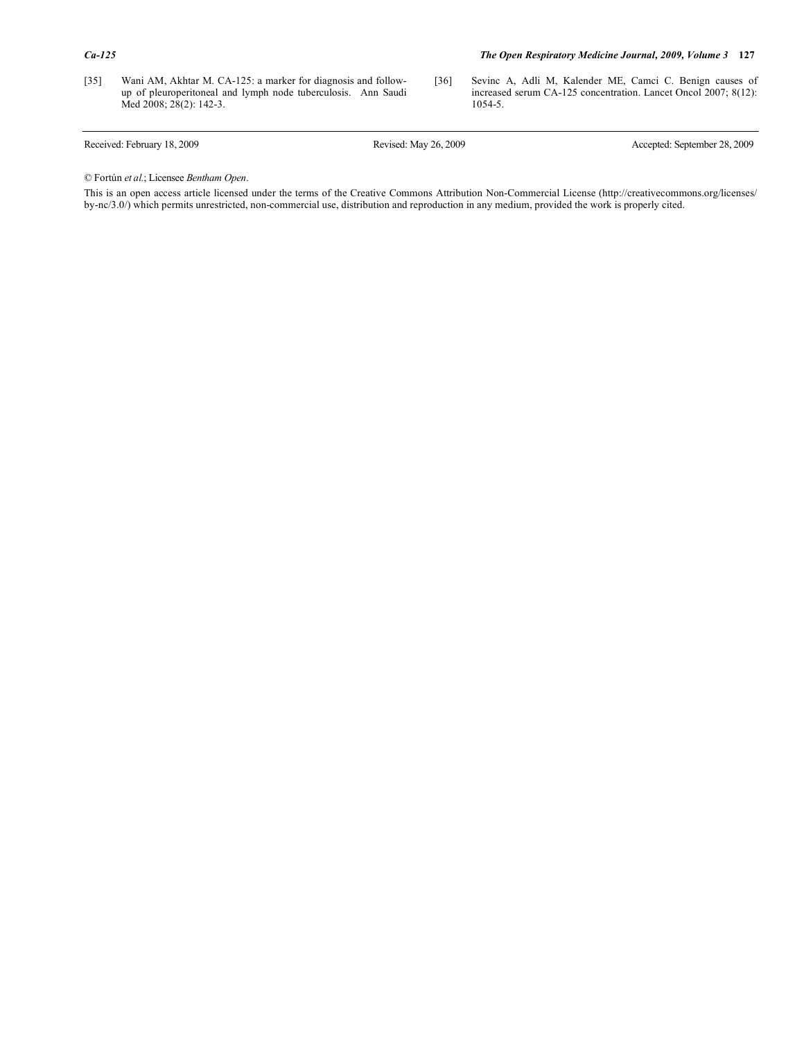[35] Wani AM, Akhtar M. CA-125: a marker for diagnosis and follow-up of pleuroperitoneal and lymph node tuberculosis. Ann Saudi Med 2008; 28(2): 142-3.

[36] Sevinc A, Adli M, Kalender ME, Camci C. Benign causes of increased serum CA-125 concentration. Lancet Oncol 2007; 8(12): 1054-5.

Received: February 18, 2009 Revised: May 26, 2009 Accepted: September 28, 2009

© Fortún *et al.*; Licensee *Bentham Open*.

This is an open access article licensed under the terms of the Creative Commons Attribution Non-Commercial License (http://creativecommons.org/licenses/by-nc/3.0/) which permits unrestricted, non-commercial use, distribution and reproduction in any medium, provided the work is properly cited.